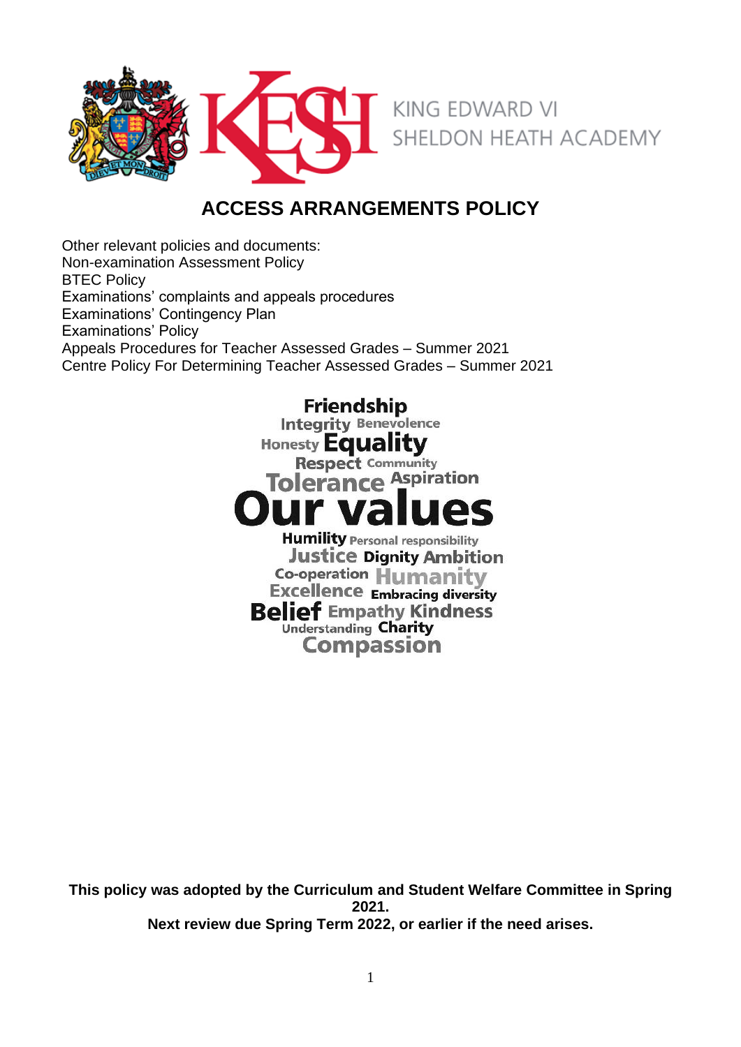KING EDWARD VI
SHELDON HEATH ACADEMY

# ACCESS ARRANGEMENTS POLICY

Other relevant policies and documents:
Non-examination Assessment Policy
BTEC Policy
Examinations' complaints and appeals procedures
Examinations' Contingency Plan
Examinations' Policy
Appeals Procedures for Teacher Assessed Grades – Summer 2021
Centre Policy For Determining Teacher Assessed Grades – Summer 2021

Friendship
Integrity Benevolence
Honesty Equality
Respect Community
Tolerance Aspiration
Our values
Humility Personal responsibility
Justice Dignity Ambition
Co-operation Humanity
Excellence Embracing diversity
Belief Empathy Kindness
Understanding Charity
Compassion

**This policy was adopted by the Curriculum and Student Welfare Committee in Spring 2021.**
**Next review due Spring Term 2022, or earlier if the need arises.**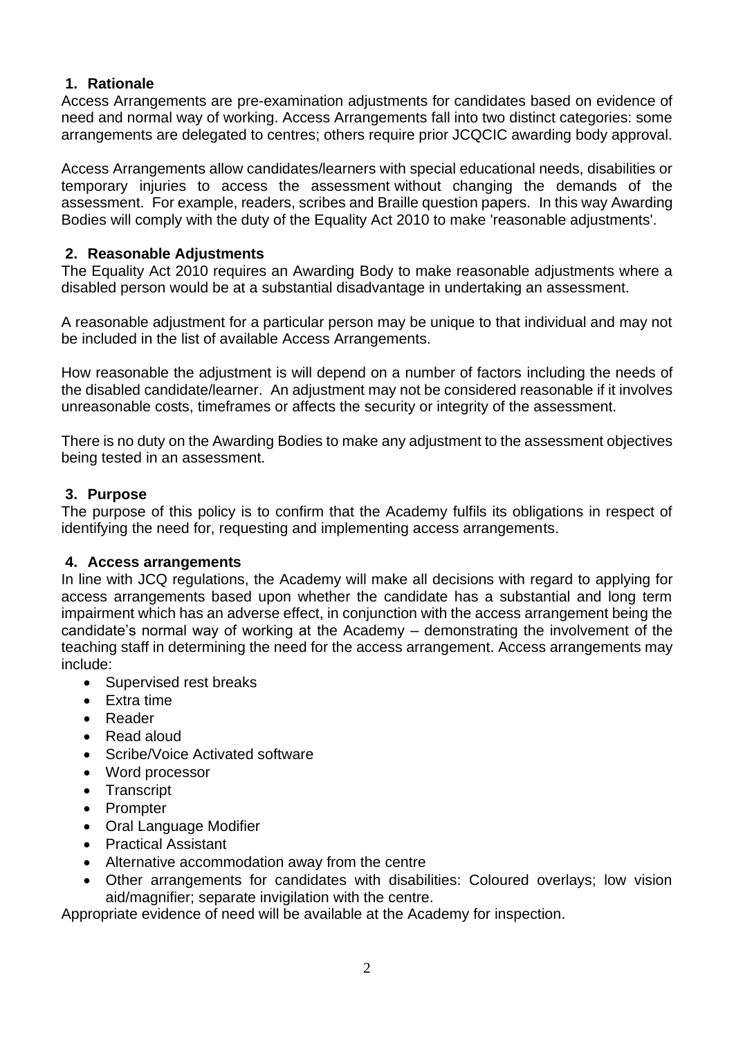## 1. Rationale

Access Arrangements are pre-examination adjustments for candidates based on evidence of need and normal way of working. Access Arrangements fall into two distinct categories: some arrangements are delegated to centres; others require prior JCQCIC awarding body approval.

Access Arrangements allow candidates/learners with special educational needs, disabilities or temporary injuries to access the assessment without changing the demands of the assessment. For example, readers, scribes and Braille question papers. In this way Awarding Bodies will comply with the duty of the Equality Act 2010 to make 'reasonable adjustments'.

## 2. Reasonable Adjustments

The Equality Act 2010 requires an Awarding Body to make reasonable adjustments where a disabled person would be at a substantial disadvantage in undertaking an assessment.

A reasonable adjustment for a particular person may be unique to that individual and may not be included in the list of available Access Arrangements.

How reasonable the adjustment is will depend on a number of factors including the needs of the disabled candidate/learner. An adjustment may not be considered reasonable if it involves unreasonable costs, timeframes or affects the security or integrity of the assessment.

There is no duty on the Awarding Bodies to make any adjustment to the assessment objectives being tested in an assessment.

## 3. Purpose

The purpose of this policy is to confirm that the Academy fulfils its obligations in respect of identifying the need for, requesting and implementing access arrangements.

## 4. Access arrangements

In line with JCQ regulations, the Academy will make all decisions with regard to applying for access arrangements based upon whether the candidate has a substantial and long term impairment which has an adverse effect, in conjunction with the access arrangement being the candidate's normal way of working at the Academy – demonstrating the involvement of the teaching staff in determining the need for the access arrangement. Access arrangements may include:

- Supervised rest breaks
- Extra time
- Reader
- Read aloud
- Scribe/Voice Activated software
- Word processor
- Transcript
- Prompter
- Oral Language Modifier
- Practical Assistant
- Alternative accommodation away from the centre
- Other arrangements for candidates with disabilities: Coloured overlays; low vision aid/magnifier; separate invigilation with the centre.

Appropriate evidence of need will be available at the Academy for inspection.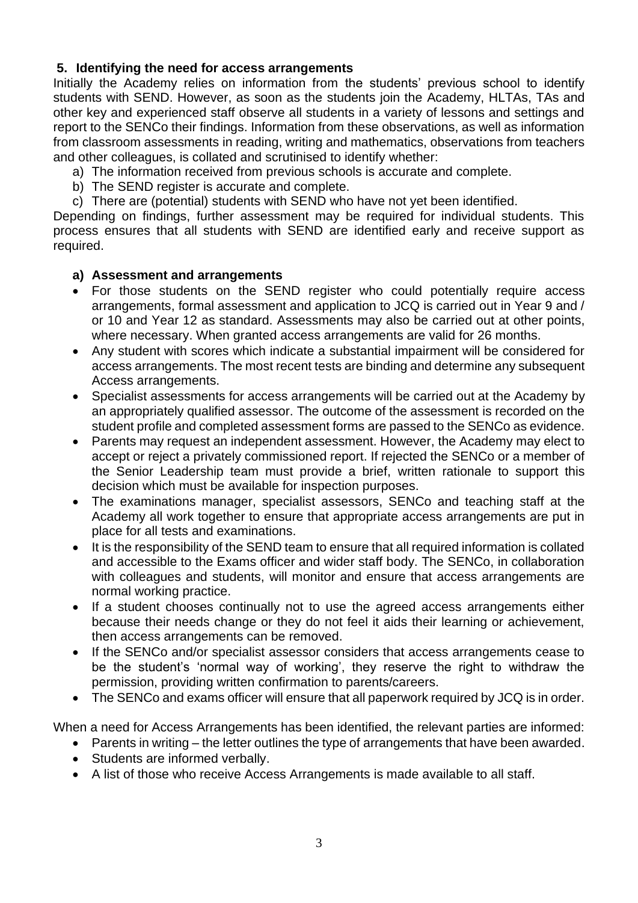## 5. Identifying the need for access arrangements

Initially the Academy relies on information from the students' previous school to identify students with SEND. However, as soon as the students join the Academy, HLTAs, TAs and other key and experienced staff observe all students in a variety of lessons and settings and report to the SENCo their findings. Information from these observations, as well as information from classroom assessments in reading, writing and mathematics, observations from teachers and other colleagues, is collated and scrutinised to identify whether:

a) The information received from previous schools is accurate and complete.
b) The SEND register is accurate and complete.
c) There are (potential) students with SEND who have not yet been identified.

Depending on findings, further assessment may be required for individual students. This process ensures that all students with SEND are identified early and receive support as required.

### a) Assessment and arrangements

- For those students on the SEND register who could potentially require access arrangements, formal assessment and application to JCQ is carried out in Year 9 and / or 10 and Year 12 as standard. Assessments may also be carried out at other points, where necessary. When granted access arrangements are valid for 26 months.
- Any student with scores which indicate a substantial impairment will be considered for access arrangements. The most recent tests are binding and determine any subsequent Access arrangements.
- Specialist assessments for access arrangements will be carried out at the Academy by an appropriately qualified assessor. The outcome of the assessment is recorded on the student profile and completed assessment forms are passed to the SENCo as evidence.
- Parents may request an independent assessment. However, the Academy may elect to accept or reject a privately commissioned report. If rejected the SENCo or a member of the Senior Leadership team must provide a brief, written rationale to support this decision which must be available for inspection purposes.
- The examinations manager, specialist assessors, SENCo and teaching staff at the Academy all work together to ensure that appropriate access arrangements are put in place for all tests and examinations.
- It is the responsibility of the SEND team to ensure that all required information is collated and accessible to the Exams officer and wider staff body. The SENCo, in collaboration with colleagues and students, will monitor and ensure that access arrangements are normal working practice.
- If a student chooses continually not to use the agreed access arrangements either because their needs change or they do not feel it aids their learning or achievement, then access arrangements can be removed.
- If the SENCo and/or specialist assessor considers that access arrangements cease to be the student's 'normal way of working', they reserve the right to withdraw the permission, providing written confirmation to parents/careers.
- The SENCo and exams officer will ensure that all paperwork required by JCQ is in order.

When a need for Access Arrangements has been identified, the relevant parties are informed:

- Parents in writing – the letter outlines the type of arrangements that have been awarded.
- Students are informed verbally.
- A list of those who receive Access Arrangements is made available to all staff.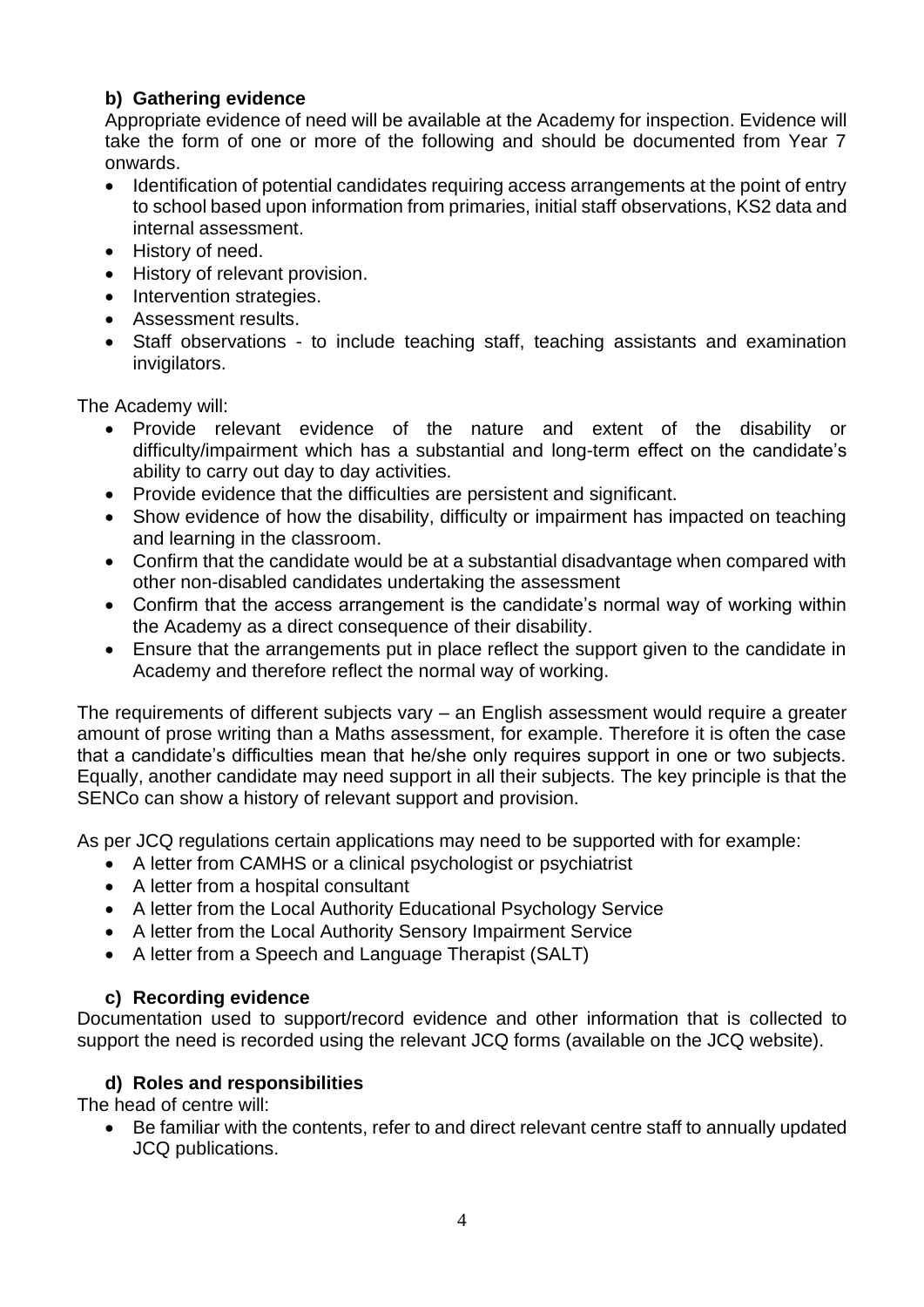### b) Gathering evidence

Appropriate evidence of need will be available at the Academy for inspection. Evidence will take the form of one or more of the following and should be documented from Year 7 onwards.

- Identification of potential candidates requiring access arrangements at the point of entry to school based upon information from primaries, initial staff observations, KS2 data and internal assessment.
- History of need.
- History of relevant provision.
- Intervention strategies.
- Assessment results.
- Staff observations - to include teaching staff, teaching assistants and examination invigilators.

The Academy will:

- Provide relevant evidence of the nature and extent of the disability or difficulty/impairment which has a substantial and long-term effect on the candidate's ability to carry out day to day activities.
- Provide evidence that the difficulties are persistent and significant.
- Show evidence of how the disability, difficulty or impairment has impacted on teaching and learning in the classroom.
- Confirm that the candidate would be at a substantial disadvantage when compared with other non-disabled candidates undertaking the assessment
- Confirm that the access arrangement is the candidate's normal way of working within the Academy as a direct consequence of their disability.
- Ensure that the arrangements put in place reflect the support given to the candidate in Academy and therefore reflect the normal way of working.

The requirements of different subjects vary – an English assessment would require a greater amount of prose writing than a Maths assessment, for example. Therefore it is often the case that a candidate's difficulties mean that he/she only requires support in one or two subjects. Equally, another candidate may need support in all their subjects. The key principle is that the SENCo can show a history of relevant support and provision.

As per JCQ regulations certain applications may need to be supported with for example:

- A letter from CAMHS or a clinical psychologist or psychiatrist
- A letter from a hospital consultant
- A letter from the Local Authority Educational Psychology Service
- A letter from the Local Authority Sensory Impairment Service
- A letter from a Speech and Language Therapist (SALT)

### c) Recording evidence

Documentation used to support/record evidence and other information that is collected to support the need is recorded using the relevant JCQ forms (available on the JCQ website).

### d) Roles and responsibilities

The head of centre will:

- Be familiar with the contents, refer to and direct relevant centre staff to annually updated JCQ publications.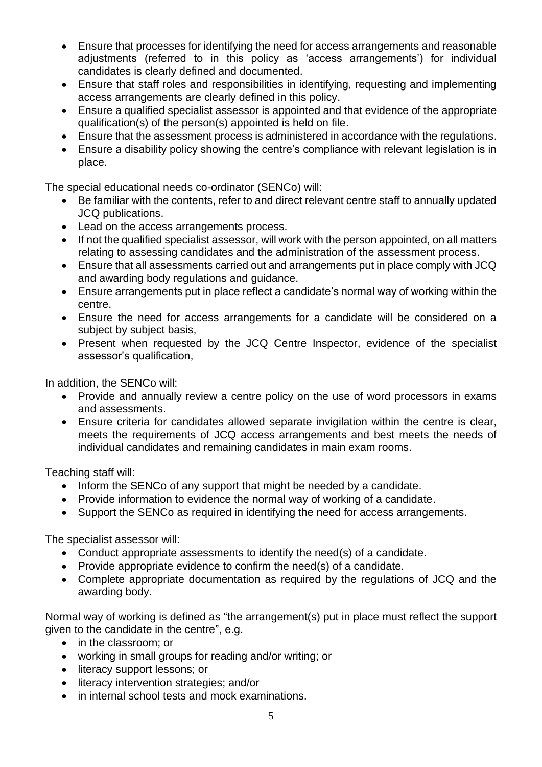- Ensure that processes for identifying the need for access arrangements and reasonable adjustments (referred to in this policy as 'access arrangements') for individual candidates is clearly defined and documented.
- Ensure that staff roles and responsibilities in identifying, requesting and implementing access arrangements are clearly defined in this policy.
- Ensure a qualified specialist assessor is appointed and that evidence of the appropriate qualification(s) of the person(s) appointed is held on file.
- Ensure that the assessment process is administered in accordance with the regulations.
- Ensure a disability policy showing the centre's compliance with relevant legislation is in place.

The special educational needs co-ordinator (SENCo) will:

- Be familiar with the contents, refer to and direct relevant centre staff to annually updated JCQ publications.
- Lead on the access arrangements process.
- If not the qualified specialist assessor, will work with the person appointed, on all matters relating to assessing candidates and the administration of the assessment process.
- Ensure that all assessments carried out and arrangements put in place comply with JCQ and awarding body regulations and guidance.
- Ensure arrangements put in place reflect a candidate's normal way of working within the centre.
- Ensure the need for access arrangements for a candidate will be considered on a subject by subject basis,
- Present when requested by the JCQ Centre Inspector, evidence of the specialist assessor's qualification,

In addition, the SENCo will:

- Provide and annually review a centre policy on the use of word processors in exams and assessments.
- Ensure criteria for candidates allowed separate invigilation within the centre is clear, meets the requirements of JCQ access arrangements and best meets the needs of individual candidates and remaining candidates in main exam rooms.

Teaching staff will:

- Inform the SENCo of any support that might be needed by a candidate.
- Provide information to evidence the normal way of working of a candidate.
- Support the SENCo as required in identifying the need for access arrangements.

The specialist assessor will:

- Conduct appropriate assessments to identify the need(s) of a candidate.
- Provide appropriate evidence to confirm the need(s) of a candidate.
- Complete appropriate documentation as required by the regulations of JCQ and the awarding body.

Normal way of working is defined as "the arrangement(s) put in place must reflect the support given to the candidate in the centre", e.g.

- in the classroom; or
- working in small groups for reading and/or writing; or
- literacy support lessons; or
- literacy intervention strategies; and/or
- in internal school tests and mock examinations.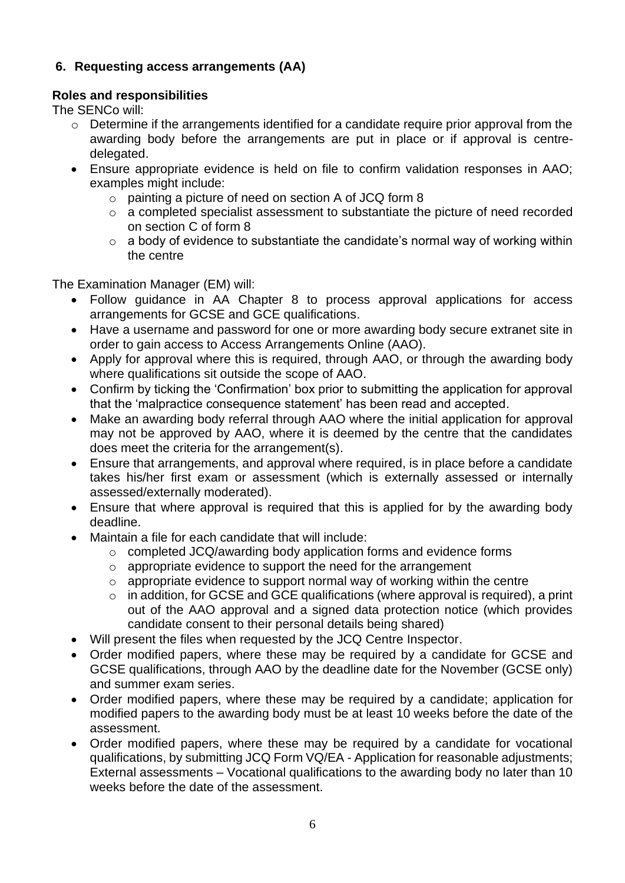## 6. Requesting access arrangements (AA)

**Roles and responsibilities**

The SENCo will:

- Determine if the arrangements identified for a candidate require prior approval from the awarding body before the arrangements are put in place or if approval is centre-delegated.
- Ensure appropriate evidence is held on file to confirm validation responses in AAO; examples might include:
  - painting a picture of need on section A of JCQ form 8
  - a completed specialist assessment to substantiate the picture of need recorded on section C of form 8
  - a body of evidence to substantiate the candidate's normal way of working within the centre

The Examination Manager (EM) will:

- Follow guidance in AA Chapter 8 to process approval applications for access arrangements for GCSE and GCE qualifications.
- Have a username and password for one or more awarding body secure extranet site in order to gain access to Access Arrangements Online (AAO).
- Apply for approval where this is required, through AAO, or through the awarding body where qualifications sit outside the scope of AAO.
- Confirm by ticking the 'Confirmation' box prior to submitting the application for approval that the 'malpractice consequence statement' has been read and accepted.
- Make an awarding body referral through AAO where the initial application for approval may not be approved by AAO, where it is deemed by the centre that the candidates does meet the criteria for the arrangement(s).
- Ensure that arrangements, and approval where required, is in place before a candidate takes his/her first exam or assessment (which is externally assessed or internally assessed/externally moderated).
- Ensure that where approval is required that this is applied for by the awarding body deadline.
- Maintain a file for each candidate that will include:
  - completed JCQ/awarding body application forms and evidence forms
  - appropriate evidence to support the need for the arrangement
  - appropriate evidence to support normal way of working within the centre
  - in addition, for GCSE and GCE qualifications (where approval is required), a print out of the AAO approval and a signed data protection notice (which provides candidate consent to their personal details being shared)
- Will present the files when requested by the JCQ Centre Inspector.
- Order modified papers, where these may be required by a candidate for GCSE and GCSE qualifications, through AAO by the deadline date for the November (GCSE only) and summer exam series.
- Order modified papers, where these may be required by a candidate; application for modified papers to the awarding body must be at least 10 weeks before the date of the assessment.
- Order modified papers, where these may be required by a candidate for vocational qualifications, by submitting JCQ Form VQ/EA - Application for reasonable adjustments; External assessments – Vocational qualifications to the awarding body no later than 10 weeks before the date of the assessment.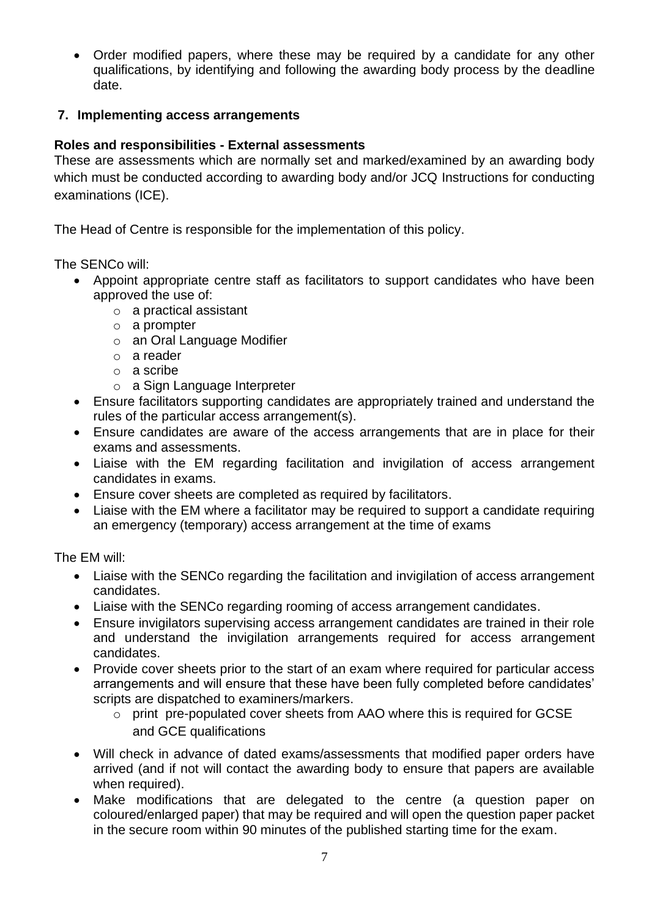- Order modified papers, where these may be required by a candidate for any other qualifications, by identifying and following the awarding body process by the deadline date.

## 7. Implementing access arrangements

### Roles and responsibilities - External assessments

These are assessments which are normally set and marked/examined by an awarding body which must be conducted according to awarding body and/or JCQ Instructions for conducting examinations (ICE).

The Head of Centre is responsible for the implementation of this policy.

The SENCo will:

- Appoint appropriate centre staff as facilitators to support candidates who have been approved the use of:
  - a practical assistant
  - a prompter
  - an Oral Language Modifier
  - a reader
  - a scribe
  - a Sign Language Interpreter
- Ensure facilitators supporting candidates are appropriately trained and understand the rules of the particular access arrangement(s).
- Ensure candidates are aware of the access arrangements that are in place for their exams and assessments.
- Liaise with the EM regarding facilitation and invigilation of access arrangement candidates in exams.
- Ensure cover sheets are completed as required by facilitators.
- Liaise with the EM where a facilitator may be required to support a candidate requiring an emergency (temporary) access arrangement at the time of exams

The EM will:

- Liaise with the SENCo regarding the facilitation and invigilation of access arrangement candidates.
- Liaise with the SENCo regarding rooming of access arrangement candidates.
- Ensure invigilators supervising access arrangement candidates are trained in their role and understand the invigilation arrangements required for access arrangement candidates.
- Provide cover sheets prior to the start of an exam where required for particular access arrangements and will ensure that these have been fully completed before candidates' scripts are dispatched to examiners/markers.
  - print pre-populated cover sheets from AAO where this is required for GCSE and GCE qualifications
- Will check in advance of dated exams/assessments that modified paper orders have arrived (and if not will contact the awarding body to ensure that papers are available when required).
- Make modifications that are delegated to the centre (a question paper on coloured/enlarged paper) that may be required and will open the question paper packet in the secure room within 90 minutes of the published starting time for the exam.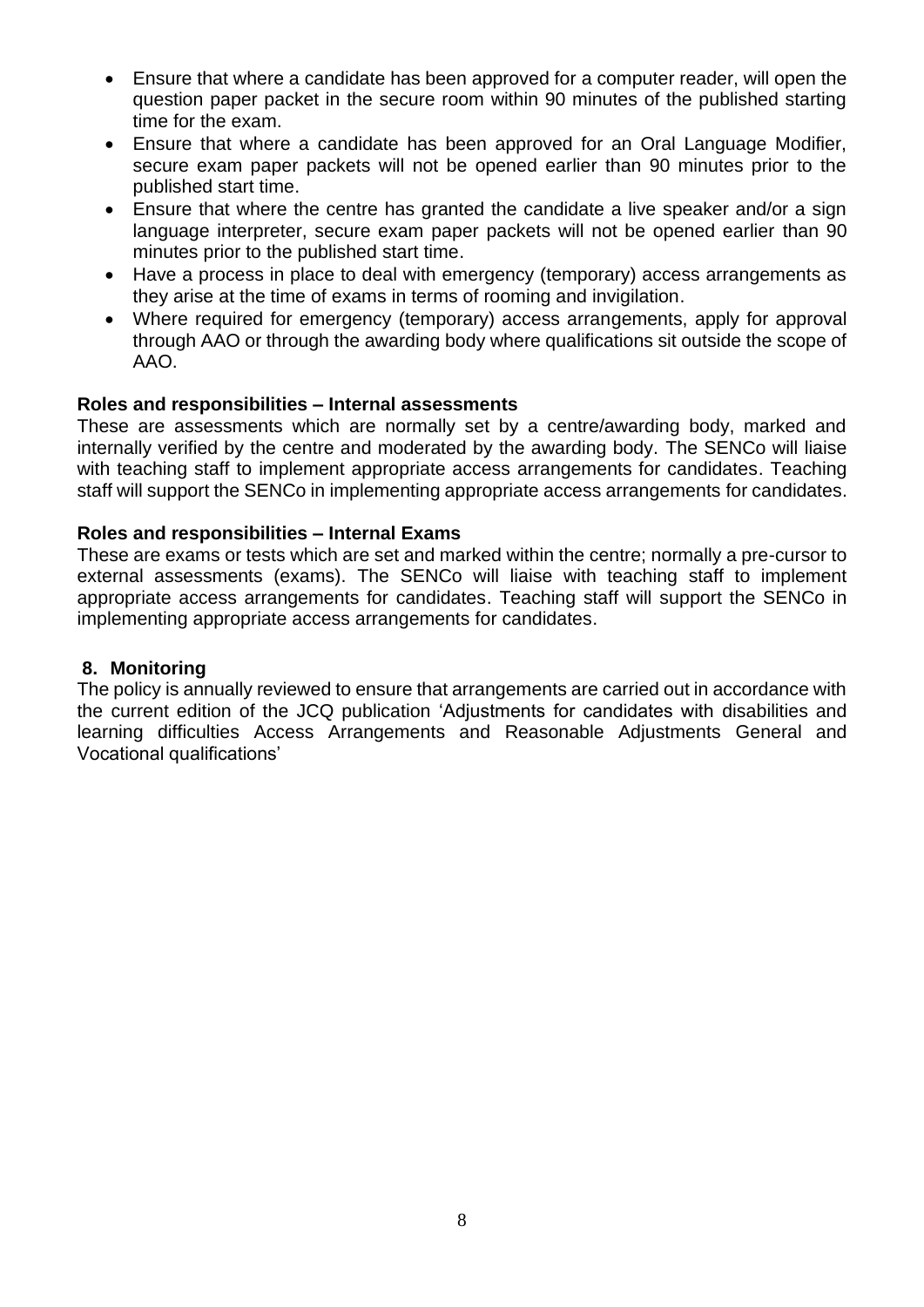- Ensure that where a candidate has been approved for a computer reader, will open the question paper packet in the secure room within 90 minutes of the published starting time for the exam.
- Ensure that where a candidate has been approved for an Oral Language Modifier, secure exam paper packets will not be opened earlier than 90 minutes prior to the published start time.
- Ensure that where the centre has granted the candidate a live speaker and/or a sign language interpreter, secure exam paper packets will not be opened earlier than 90 minutes prior to the published start time.
- Have a process in place to deal with emergency (temporary) access arrangements as they arise at the time of exams in terms of rooming and invigilation.
- Where required for emergency (temporary) access arrangements, apply for approval through AAO or through the awarding body where qualifications sit outside the scope of AAO.

**Roles and responsibilities – Internal assessments**

These are assessments which are normally set by a centre/awarding body, marked and internally verified by the centre and moderated by the awarding body. The SENCo will liaise with teaching staff to implement appropriate access arrangements for candidates. Teaching staff will support the SENCo in implementing appropriate access arrangements for candidates.

**Roles and responsibilities – Internal Exams**

These are exams or tests which are set and marked within the centre; normally a pre-cursor to external assessments (exams). The SENCo will liaise with teaching staff to implement appropriate access arrangements for candidates. Teaching staff will support the SENCo in implementing appropriate access arrangements for candidates.

## 8. Monitoring

The policy is annually reviewed to ensure that arrangements are carried out in accordance with the current edition of the JCQ publication 'Adjustments for candidates with disabilities and learning difficulties Access Arrangements and Reasonable Adjustments General and Vocational qualifications'